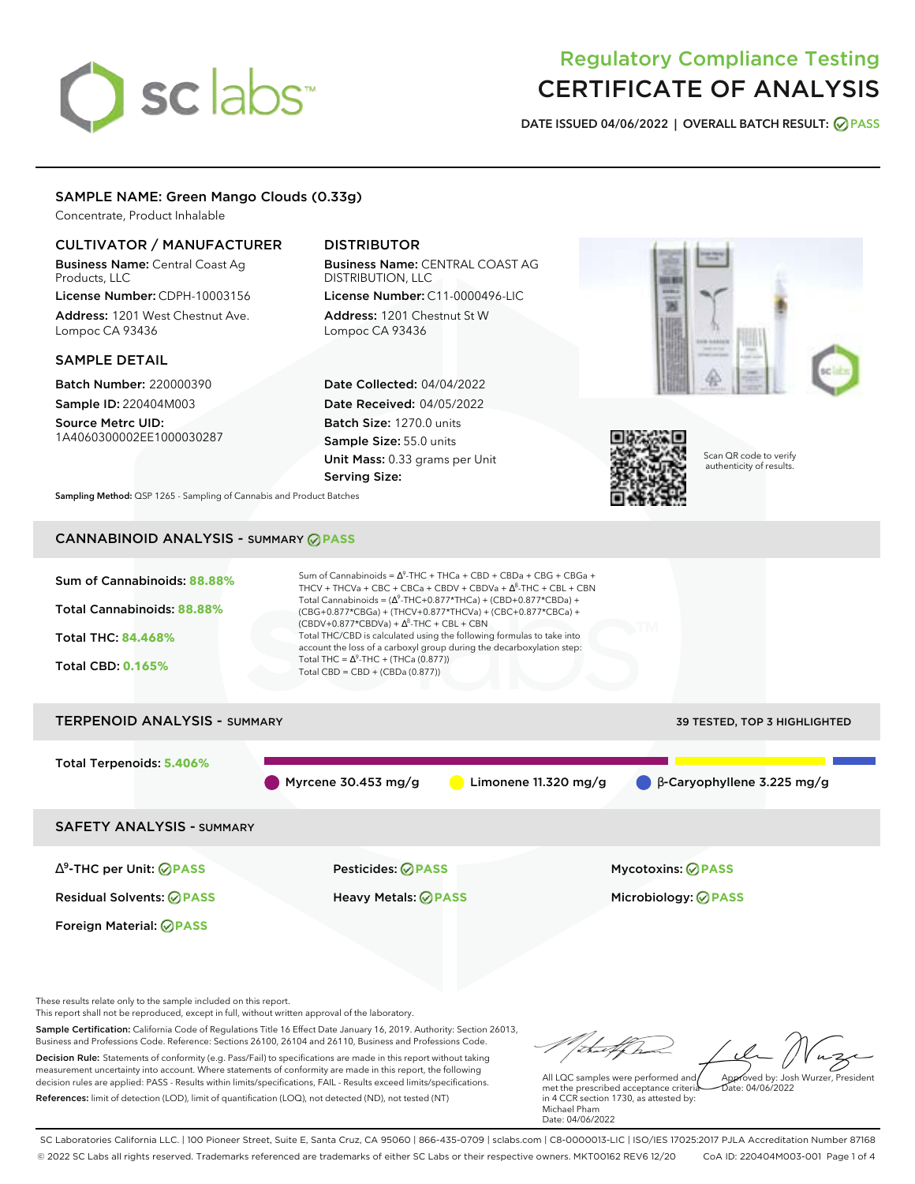# Regulatory Compliance Testing
# CERTIFICATE OF ANALYSIS

**DATE ISSUED 04/06/2022 | OVERALL BATCH RESULT: PASS**

## SAMPLE NAME: Green Mango Clouds (0.33g)

Concentrate, Product Inhalable

### CULTIVATOR / MANUFACTURER

**Business Name:** Central Coast Ag Products, LLC
**License Number:** CDPH-10003156
**Address:** 1201 West Chestnut Ave. Lompoc CA 93436

### DISTRIBUTOR

**Business Name:** CENTRAL COAST AG DISTRIBUTION, LLC
**License Number:** C11-0000496-LIC
**Address:** 1201 Chestnut St W Lompoc CA 93436

### SAMPLE DETAIL

**Batch Number:** 220000390
**Sample ID:** 220404M003
**Source Metrc UID:** 1A4060300002EE1000030287

**Date Collected:** 04/04/2022
**Date Received:** 04/05/2022
**Batch Size:** 1270.0 units
**Sample Size:** 55.0 units
**Unit Mass:** 0.33 grams per Unit
**Serving Size:**

**Sampling Method:** QSP 1265 - Sampling of Cannabis and Product Batches

Scan QR code to verify authenticity of results.

## CANNABINOID ANALYSIS - SUMMARY PASS

**Sum of Cannabinoids: 88.88%**
**Total Cannabinoids: 88.88%**
**Total THC: 84.468%**
**Total CBD: 0.165%**

Sum of Cannabinoids = $\Delta^9$-THC + THCa + CBD + CBDa + CBG + CBGa + THCV + THCVa + CBC + CBCa + CBDV + CBDVa + $\Delta^8$-THC + CBL + CBN
Total Cannabinoids = ($\Delta^9$-THC+0.877*THCa) + (CBD+0.877*CBDa) + (CBG+0.877*CBGa) + (THCV+0.877*THCVa) + (CBC+0.877*CBCa) + (CBDV+0.877*CBDVa) + $\Delta^8$-THC + CBL + CBN
Total THC/CBD is calculated using the following formulas to take into account the loss of a carboxyl group during the decarboxylation step:
Total THC = $\Delta^9$-THC + (THCa (0.877))
Total CBD = CBD + (CBDa (0.877))

## TERPENOID ANALYSIS - SUMMARY

39 TESTED, TOP 3 HIGHLIGHTED

**Total Terpenoids: 5.406%**

Myrcene 30.453 mg/g | Limonene 11.320 mg/g | β-Caryophyllene 3.225 mg/g

## SAFETY ANALYSIS - SUMMARY

| | | |
|---|---|---|
| $\Delta^9$-THC per Unit: PASS | Pesticides: PASS | Mycotoxins: PASS |
| Residual Solvents: PASS | Heavy Metals: PASS | Microbiology: PASS |
| Foreign Material: PASS | | |

These results relate only to the sample included on this report.
This report shall not be reproduced, except in full, without written approval of the laboratory.

**Sample Certification:** California Code of Regulations Title 16 Effect Date January 16, 2019. Authority: Section 26013, Business and Professions Code. Reference: Sections 26100, 26104 and 26110, Business and Professions Code.

**Decision Rule:** Statements of conformity (e.g. Pass/Fail) to specifications are made in this report without taking measurement uncertainty into account. Where statements of conformity are made in this report, the following decision rules are applied: PASS - Results within limits/specifications, FAIL - Results exceed limits/specifications.

**References:** limit of detection (LOD), limit of quantification (LOQ), not detected (ND), not tested (NT)

All LQC samples were performed and met the prescribed acceptance criteria in 4 CCR section 1730, as attested by: Michael Pham
Date: 04/06/2022

Approved by: Josh Wurzer, President
Date: 04/06/2022

SC Laboratories California LLC. | 100 Pioneer Street, Suite E, Santa Cruz, CA 95060 | 866-435-0709 | sclabs.com | C8-0000013-LIC | ISO/IES 17025:2017 PJLA Accreditation Number 87168
© 2022 SC Labs all rights reserved. Trademarks referenced are trademarks of either SC Labs or their respective owners. MKT00162 REV6 12/20 CoA ID: 220404M003-001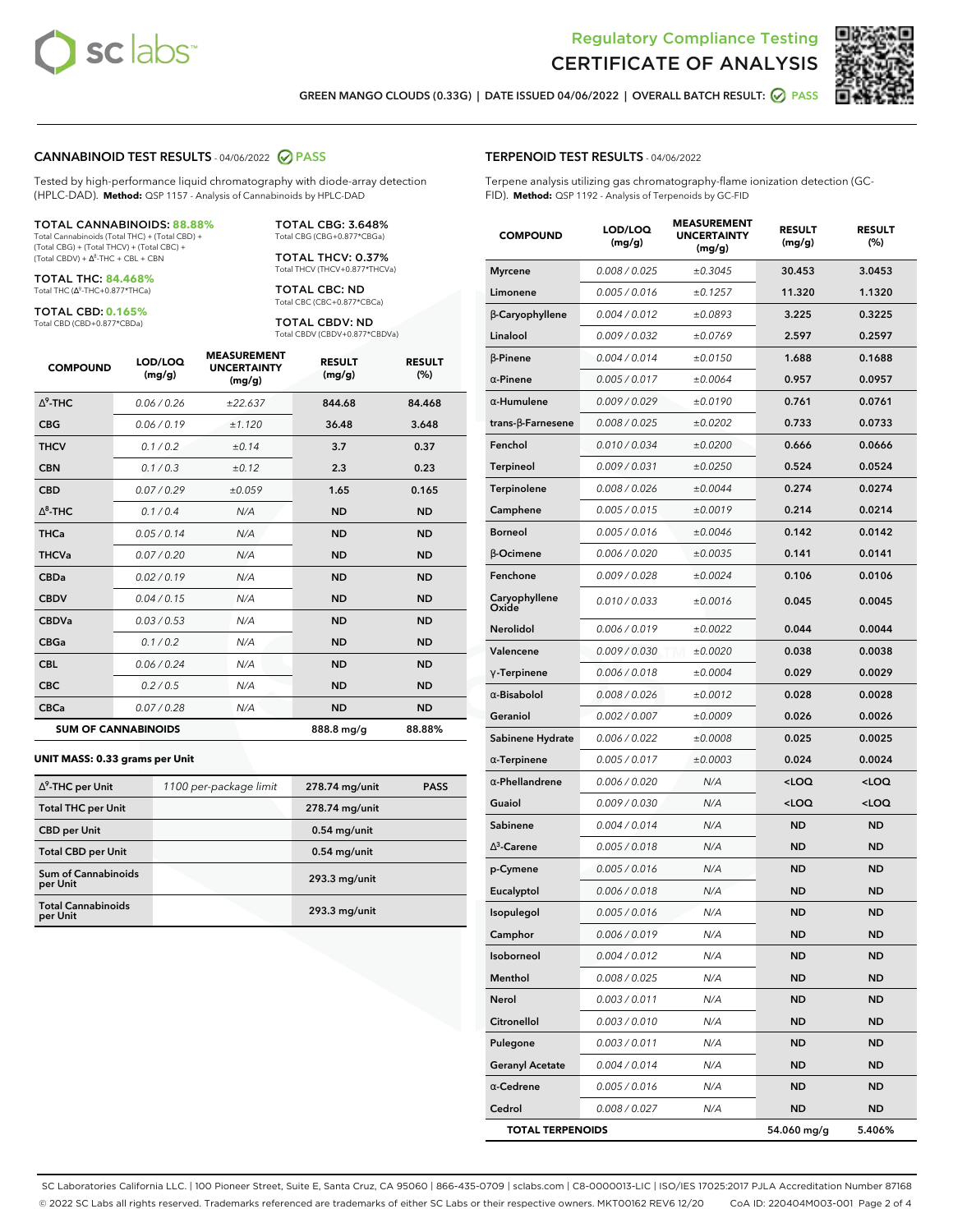Regulatory Compliance Testing

# CERTIFICATE OF ANALYSIS

GREEN MANGO CLOUDS (0.33G) | DATE ISSUED 04/06/2022 | OVERALL BATCH RESULT: PASS

## CANNABINOID TEST RESULTS - 04/06/2022 PASS

Tested by high-performance liquid chromatography with diode-array detection (HPLC-DAD). **Method:** QSP 1157 - Analysis of Cannabinoids by HPLC-DAD

**TOTAL CANNABINOIDS: 88.88%**
Total Cannabinoids (Total THC) + (Total CBD) + (Total CBG) + (Total THCV) + (Total CBC) + (Total CBDV) + $\Delta^8$-THC + CBL + CBN

**TOTAL THC: 84.468%**
Total THC ($\Delta^9$-THC+0.877*THCa)

**TOTAL CBD: 0.165%**
Total CBD (CBD+0.877*CBDa)

**TOTAL CBG: 3.648%**
Total CBG (CBG+0.877*CBGa)

**TOTAL THCV: 0.37%**
Total THCV (THCV+0.877*THCVa)

**TOTAL CBC: ND**
Total CBC (CBC+0.877*CBCa)

**TOTAL CBDV: ND**
Total CBDV (CBDV+0.877*CBDVa)

| COMPOUND | LOD/LOQ (mg/g) | MEASUREMENT UNCERTAINTY (mg/g) | RESULT (mg/g) | RESULT (%) |
|---|---|---|---|---|
| $\Delta^9$-THC | 0.06 / 0.26 | ±22.637 | 844.68 | 84.468 |
| CBG | 0.06 / 0.19 | ±1.120 | 36.48 | 3.648 |
| THCV | 0.1 / 0.2 | ±0.14 | 3.7 | 0.37 |
| CBN | 0.1 / 0.3 | ±0.12 | 2.3 | 0.23 |
| CBD | 0.07 / 0.29 | ±0.059 | 1.65 | 0.165 |
| $\Delta^8$-THC | 0.1 / 0.4 | N/A | ND | ND |
| THCa | 0.05 / 0.14 | N/A | ND | ND |
| THCVa | 0.07 / 0.20 | N/A | ND | ND |
| CBDa | 0.02 / 0.19 | N/A | ND | ND |
| CBDV | 0.04 / 0.15 | N/A | ND | ND |
| CBDVa | 0.03 / 0.53 | N/A | ND | ND |
| CBGa | 0.1 / 0.2 | N/A | ND | ND |
| CBL | 0.06 / 0.24 | N/A | ND | ND |
| CBC | 0.2 / 0.5 | N/A | ND | ND |
| CBCa | 0.07 / 0.28 | N/A | ND | ND |
| **SUM OF CANNABINOIDS** | | | 888.8 mg/g | 88.88% |

**UNIT MASS: 0.33 grams per Unit**

| | | | |
|---|---|---|---|
| $\Delta^9$-THC per Unit | 1100 per-package limit | 278.74 mg/unit | PASS |
| Total THC per Unit | | 278.74 mg/unit | |
| CBD per Unit | | 0.54 mg/unit | |
| Total CBD per Unit | | 0.54 mg/unit | |
| Sum of Cannabinoids per Unit | | 293.3 mg/unit | |
| Total Cannabinoids per Unit | | 293.3 mg/unit | |

## TERPENOID TEST RESULTS - 04/06/2022

Terpene analysis utilizing gas chromatography-flame ionization detection (GC-FID). **Method:** QSP 1192 - Analysis of Terpenoids by GC-FID

| COMPOUND | LOD/LOQ (mg/g) | MEASUREMENT UNCERTAINTY (mg/g) | RESULT (mg/g) | RESULT (%) |
|---|---|---|---|---|
| Myrcene | 0.008 / 0.025 | ±0.3045 | 30.453 | 3.0453 |
| Limonene | 0.005 / 0.016 | ±0.1257 | 11.320 | 1.1320 |
| β-Caryophyllene | 0.004 / 0.012 | ±0.0893 | 3.225 | 0.3225 |
| Linalool | 0.009 / 0.032 | ±0.0769 | 2.597 | 0.2597 |
| β-Pinene | 0.004 / 0.014 | ±0.0150 | 1.688 | 0.1688 |
| α-Pinene | 0.005 / 0.017 | ±0.0064 | 0.957 | 0.0957 |
| α-Humulene | 0.009 / 0.029 | ±0.0190 | 0.761 | 0.0761 |
| trans-β-Farnesene | 0.008 / 0.025 | ±0.0202 | 0.733 | 0.0733 |
| Fenchol | 0.010 / 0.034 | ±0.0200 | 0.666 | 0.0666 |
| Terpineol | 0.009 / 0.031 | ±0.0250 | 0.524 | 0.0524 |
| Terpinolene | 0.008 / 0.026 | ±0.0044 | 0.274 | 0.0274 |
| Camphene | 0.005 / 0.015 | ±0.0019 | 0.214 | 0.0214 |
| Borneol | 0.005 / 0.016 | ±0.0046 | 0.142 | 0.0142 |
| β-Ocimene | 0.006 / 0.020 | ±0.0035 | 0.141 | 0.0141 |
| Fenchone | 0.009 / 0.028 | ±0.0024 | 0.106 | 0.0106 |
| Caryophyllene Oxide | 0.010 / 0.033 | ±0.0016 | 0.045 | 0.0045 |
| Nerolidol | 0.006 / 0.019 | ±0.0022 | 0.044 | 0.0044 |
| Valencene | 0.009 / 0.030 | ±0.0020 | 0.038 | 0.0038 |
| γ-Terpinene | 0.006 / 0.018 | ±0.0004 | 0.029 | 0.0029 |
| α-Bisabolol | 0.008 / 0.026 | ±0.0012 | 0.028 | 0.0028 |
| Geraniol | 0.002 / 0.007 | ±0.0009 | 0.026 | 0.0026 |
| Sabinene Hydrate | 0.006 / 0.022 | ±0.0008 | 0.025 | 0.0025 |
| α-Terpinene | 0.005 / 0.017 | ±0.0003 | 0.024 | 0.0024 |
| α-Phellandrene | 0.006 / 0.020 | N/A | <LOQ | <LOQ |
| Guaiol | 0.009 / 0.030 | N/A | <LOQ | <LOQ |
| Sabinene | 0.004 / 0.014 | N/A | ND | ND |
| $\Delta^3$-Carene | 0.005 / 0.018 | N/A | ND | ND |
| p-Cymene | 0.005 / 0.016 | N/A | ND | ND |
| Eucalyptol | 0.006 / 0.018 | N/A | ND | ND |
| Isopulegol | 0.005 / 0.016 | N/A | ND | ND |
| Camphor | 0.006 / 0.019 | N/A | ND | ND |
| Isoborneol | 0.004 / 0.012 | N/A | ND | ND |
| Menthol | 0.008 / 0.025 | N/A | ND | ND |
| Nerol | 0.003 / 0.011 | N/A | ND | ND |
| Citronellol | 0.003 / 0.010 | N/A | ND | ND |
| Pulegone | 0.003 / 0.011 | N/A | ND | ND |
| Geranyl Acetate | 0.004 / 0.014 | N/A | ND | ND |
| α-Cedrene | 0.005 / 0.016 | N/A | ND | ND |
| Cedrol | 0.008 / 0.027 | N/A | ND | ND |
| **TOTAL TERPENOIDS** | | | 54.060 mg/g | 5.406% |

SC Laboratories California LLC. | 100 Pioneer Street, Suite E, Santa Cruz, CA 95060 | 866-435-0709 | sclabs.com | C8-0000013-LIC | ISO/IES 17025:2017 PJLA Accreditation Number 87168
© 2022 SC Labs all rights reserved. Trademarks referenced are trademarks of either SC Labs or their respective owners. MKT00162 REV6 12/20 CoA ID: 220404M003-001